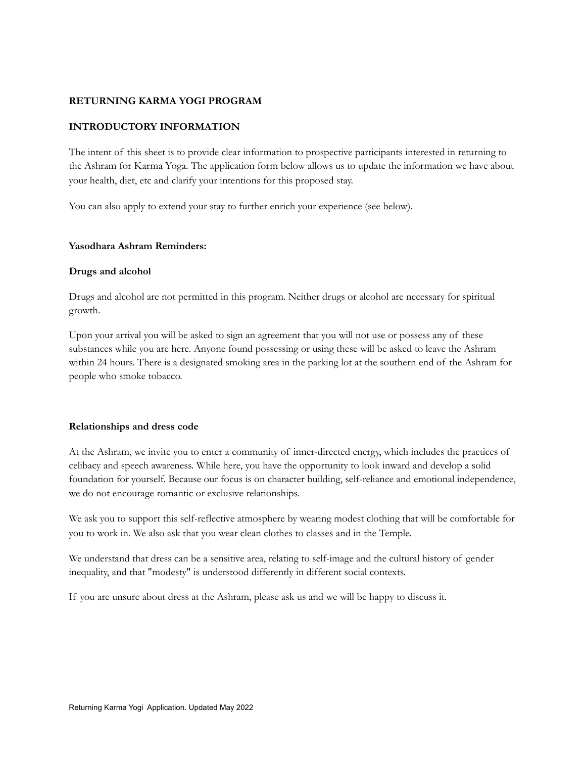**RETURNING KARMA YOGI PROGRAM**

**INTRODUCTORY INFORMATION**

The intent of this sheet is to provide clear information to prospective participants interested in returning to the Ashram for Karma Yoga. The application form below allows us to update the information we have about your health, diet, etc and clarify your intentions for this proposed stay.

You can also apply to extend your stay to further enrich your experience (see below).

**Yasodhara Ashram Reminders:**

**Drugs and alcohol**

Drugs and alcohol are not permitted in this program. Neither drugs or alcohol are necessary for spiritual growth.

Upon your arrival you will be asked to sign an agreement that you will not use or possess any of these substances while you are here. Anyone found possessing or using these will be asked to leave the Ashram within 24 hours. There is a designated smoking area in the parking lot at the southern end of the Ashram for people who smoke tobacco.

**Relationships and dress code**

At the Ashram, we invite you to enter a community of inner-directed energy, which includes the practices of celibacy and speech awareness. While here, you have the opportunity to look inward and develop a solid foundation for yourself. Because our focus is on character building, self-reliance and emotional independence, we do not encourage romantic or exclusive relationships.

We ask you to support this self-reflective atmosphere by wearing modest clothing that will be comfortable for you to work in. We also ask that you wear clean clothes to classes and in the Temple.

We understand that dress can be a sensitive area, relating to self-image and the cultural history of gender inequality, and that "modesty" is understood differently in different social contexts.

If you are unsure about dress at the Ashram, please ask us and we will be happy to discuss it.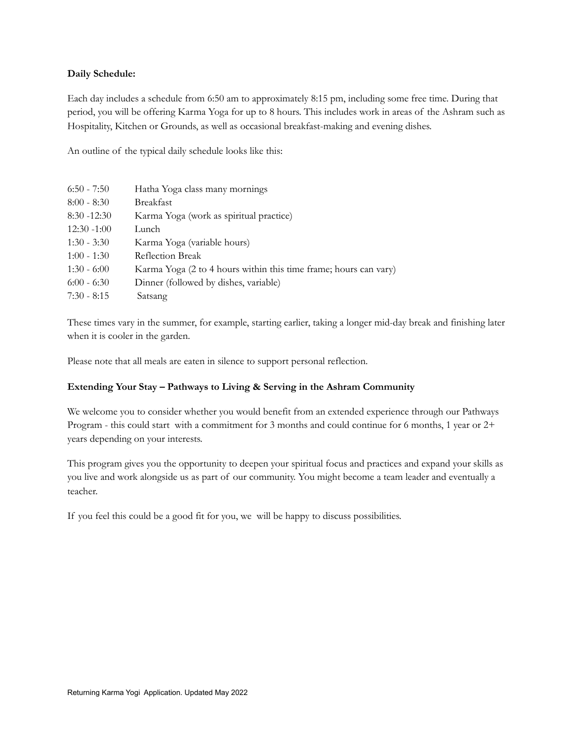**Daily Schedule:**

Each day includes a schedule from 6:50 am to approximately 8:15 pm, including some free time. During that period, you will be offering Karma Yoga for up to 8 hours. This includes work in areas of the Ashram such as Hospitality, Kitchen or Grounds, as well as occasional breakfast-making and evening dishes.

An outline of the typical daily schedule looks like this:

| | |
|---|---|
| 6:50 - 7:50 | Hatha Yoga class many mornings |
| 8:00 - 8:30 | Breakfast |
| 8:30 -12:30 | Karma Yoga (work as spiritual practice) |
| 12:30 -1:00 | Lunch |
| 1:30 - 3:30 | Karma Yoga (variable hours) |
| 1:00 - 1:30 | Reflection Break |
| 1:30 - 6:00 | Karma Yoga (2 to 4 hours within this time frame; hours can vary) |
| 6:00 - 6:30 | Dinner (followed by dishes, variable) |
| 7:30 - 8:15 | Satsang |

These times vary in the summer, for example, starting earlier, taking a longer mid-day break and finishing later when it is cooler in the garden.

Please note that all meals are eaten in silence to support personal reflection.

**Extending Your Stay – Pathways to Living & Serving in the Ashram Community**

We welcome you to consider whether you would benefit from an extended experience through our Pathways Program - this could start with a commitment for 3 months and could continue for 6 months, 1 year or 2+ years depending on your interests.

This program gives you the opportunity to deepen your spiritual focus and practices and expand your skills as you live and work alongside us as part of our community. You might become a team leader and eventually a teacher.

If you feel this could be a good fit for you, we will be happy to discuss possibilities.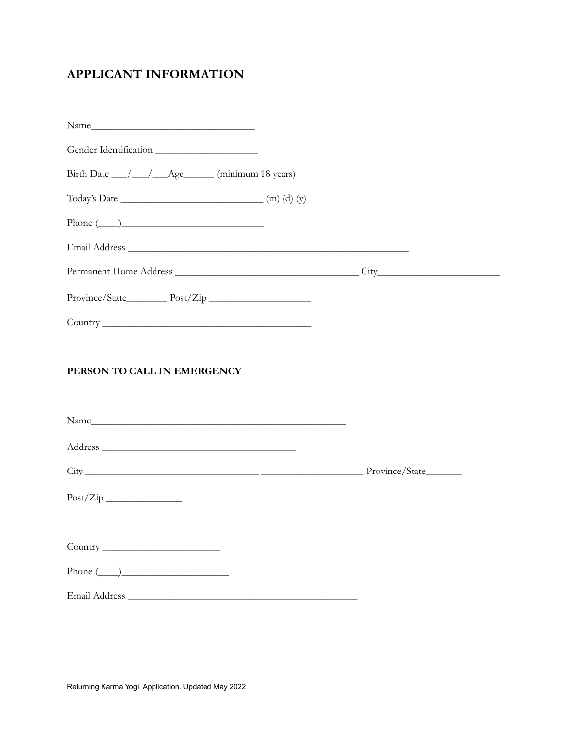## APPLICANT INFORMATION

Name_________________________________

Gender Identification ____________________

Birth Date ___/___/___Age______ (minimum 18 years)

Today's Date ____________________________ (m) (d) (y)

Phone (____)____________________________

Email Address _________________________________________________________

Permanent Home Address ____________________________________ City________________________

Province/State________ Post/Zip ____________________

Country _________________________________________

## PERSON TO CALL IN EMERGENCY

Name____________________________________________________

Address ______________________________________

City __________________________________ ____________________ Province/State_______

Post/Zip _______________

Country _______________________

Phone (____)_____________________

Email Address ______________________________________________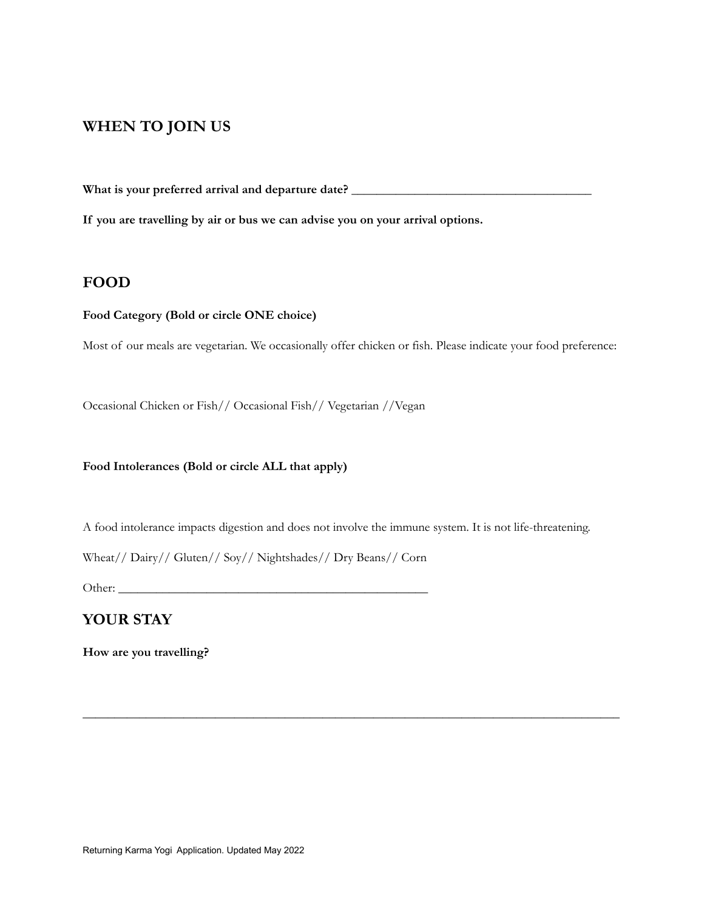## WHEN TO JOIN US

**What is your preferred arrival and departure date? ______________________________________**

**If you are travelling by air or bus we can advise you on your arrival options.**

## FOOD

**Food Category (Bold or circle ONE choice)**

Most of our meals are vegetarian. We occasionally offer chicken or fish. Please indicate your food preference:

Occasional Chicken or Fish// Occasional Fish// Vegetarian //Vegan

**Food Intolerances (Bold or circle ALL that apply)**

A food intolerance impacts digestion and does not involve the immune system. It is not life-threatening.

Wheat// Dairy// Gluten// Soy// Nightshades// Dry Beans// Corn

Other: __________________________________________________

## YOUR STAY

**How are you travelling?**

______________________________________________________________________________________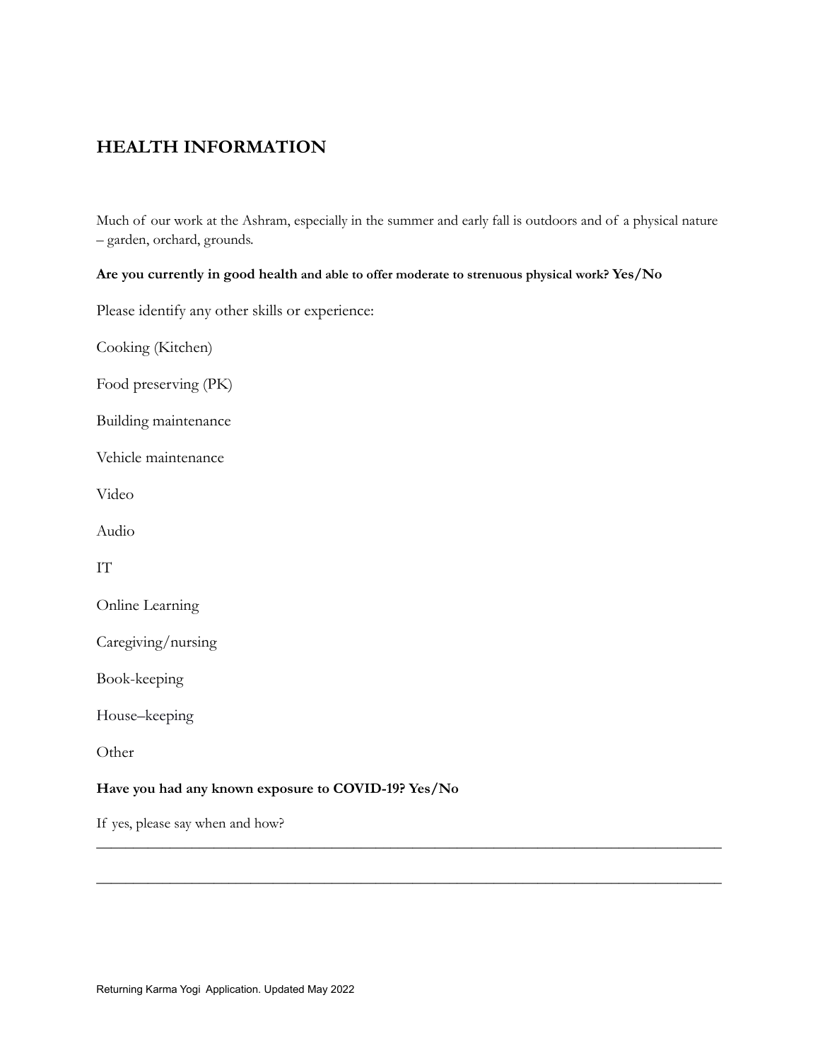## HEALTH INFORMATION

Much of our work at the Ashram, especially in the summer and early fall is outdoors and of a physical nature – garden, orchard, grounds.

**Are you currently in good health and able to offer moderate to strenuous physical work? Yes/No**

Please identify any other skills or experience:

Cooking (Kitchen)

Food preserving (PK)

Building maintenance

Vehicle maintenance

Video

Audio

IT

Online Learning

Caregiving/nursing

Book-keeping

House–keeping

Other

**Have you had any known exposure to COVID-19? Yes/No**

If yes, please say when and how?

\_\_\_\_\_\_\_\_\_\_\_\_\_\_\_\_\_\_\_\_\_\_\_\_\_\_\_\_\_\_\_\_\_\_\_\_\_\_\_\_\_\_\_\_\_\_\_\_\_\_\_\_\_\_\_\_\_\_\_\_\_\_\_\_\_\_\_\_\_\_\_\_\_\_\_\_\_\_

\_\_\_\_\_\_\_\_\_\_\_\_\_\_\_\_\_\_\_\_\_\_\_\_\_\_\_\_\_\_\_\_\_\_\_\_\_\_\_\_\_\_\_\_\_\_\_\_\_\_\_\_\_\_\_\_\_\_\_\_\_\_\_\_\_\_\_\_\_\_\_\_\_\_\_\_\_\_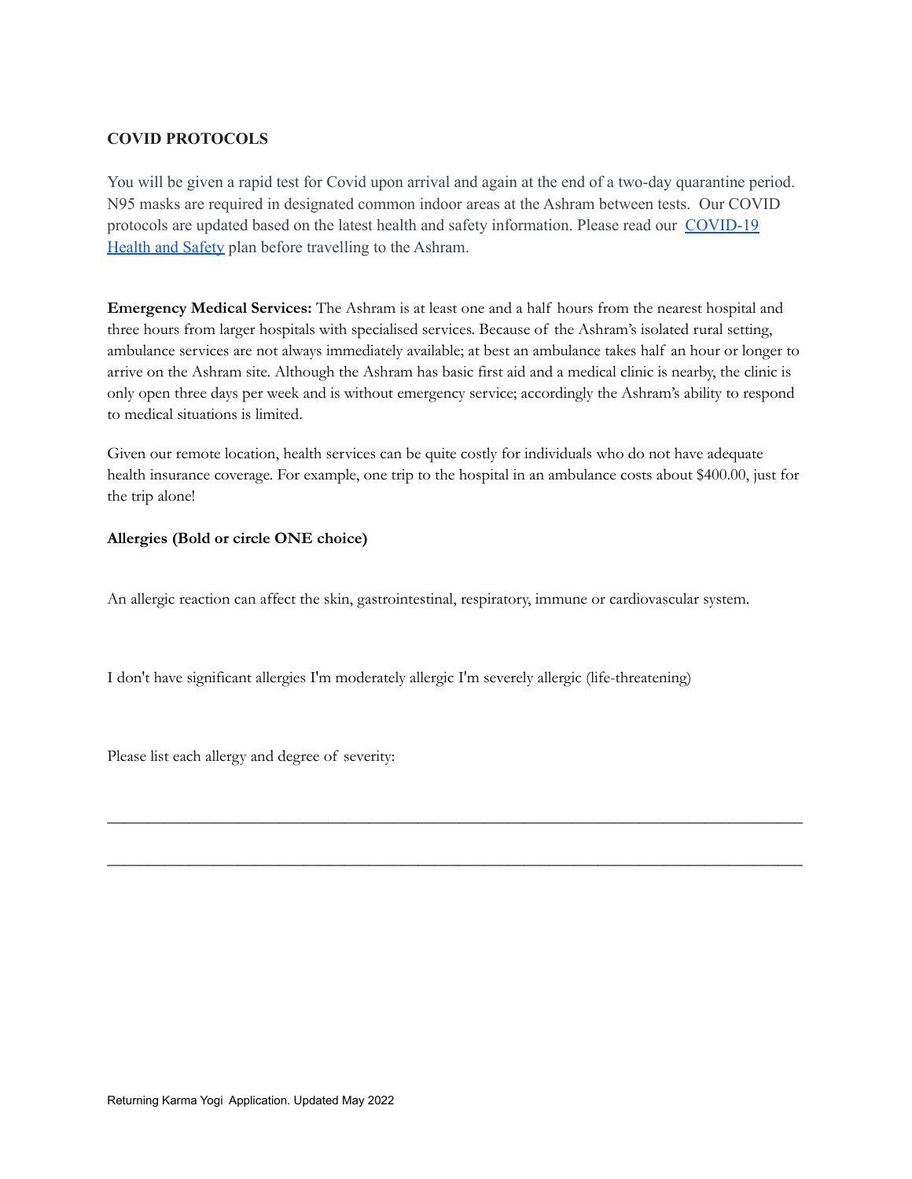**COVID PROTOCOLS**

You will be given a rapid test for Covid upon arrival and again at the end of a two-day quarantine period. N95 masks are required in designated common indoor areas at the Ashram between tests. Our COVID protocols are updated based on the latest health and safety information. Please read our [COVID-19 Health and Safety](#) plan before travelling to the Ashram.

**Emergency Medical Services:** The Ashram is at least one and a half hours from the nearest hospital and three hours from larger hospitals with specialised services. Because of the Ashram's isolated rural setting, ambulance services are not always immediately available; at best an ambulance takes half an hour or longer to arrive on the Ashram site. Although the Ashram has basic first aid and a medical clinic is nearby, the clinic is only open three days per week and is without emergency service; accordingly the Ashram's ability to respond to medical situations is limited.

Given our remote location, health services can be quite costly for individuals who do not have adequate health insurance coverage. For example, one trip to the hospital in an ambulance costs about $400.00, just for the trip alone!

**Allergies (Bold or circle ONE choice)**

An allergic reaction can affect the skin, gastrointestinal, respiratory, immune or cardiovascular system.

I don't have significant allergies I'm moderately allergic I'm severely allergic (life-threatening)

Please list each allergy and degree of severity:

______________________________________________________________________________

______________________________________________________________________________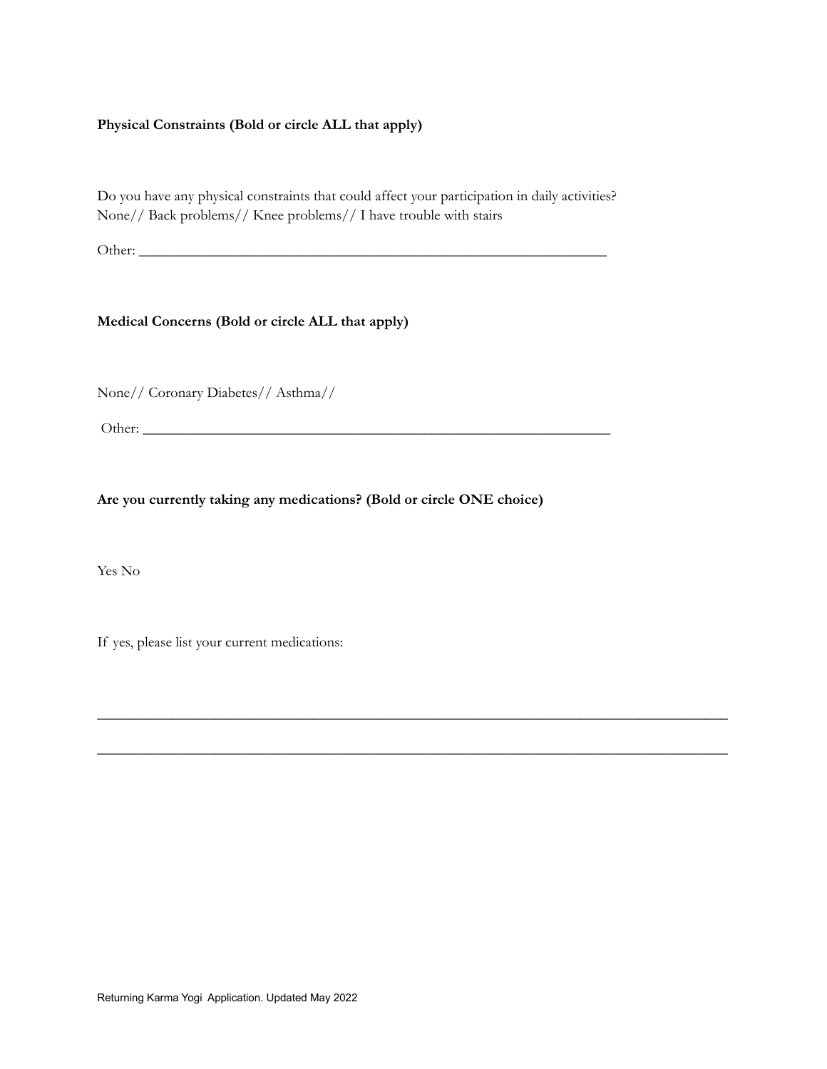**Physical Constraints (Bold or circle ALL that apply)**

Do you have any physical constraints that could affect your participation in daily activities?
None// Back problems// Knee problems// I have trouble with stairs

Other: ___________________________________________________________________

**Medical Concerns (Bold or circle ALL that apply)**

None// Coronary Diabetes// Asthma//

Other: ___________________________________________________________________

**Are you currently taking any medications? (Bold or circle ONE choice)**

Yes No

If yes, please list your current medications:

__________________________________________________________________________________________

__________________________________________________________________________________________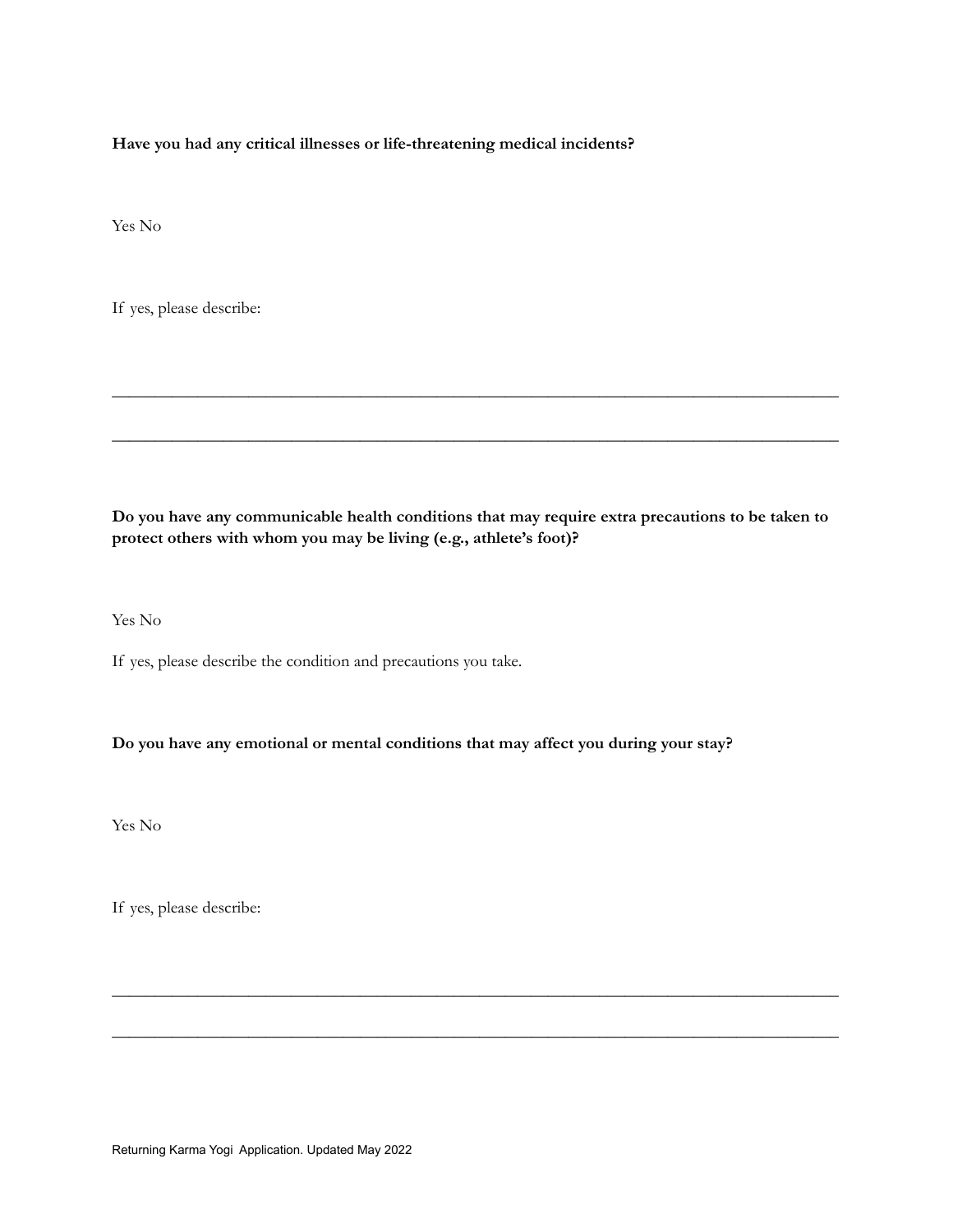**Have you had any critical illnesses or life-threatening medical incidents?**

Yes No

If yes, please describe:

______________________________________________________________________________

______________________________________________________________________________

**Do you have any communicable health conditions that may require extra precautions to be taken to protect others with whom you may be living (e.g., athlete's foot)?**

Yes No

If yes, please describe the condition and precautions you take.

**Do you have any emotional or mental conditions that may affect you during your stay?**

Yes No

If yes, please describe:

______________________________________________________________________________

______________________________________________________________________________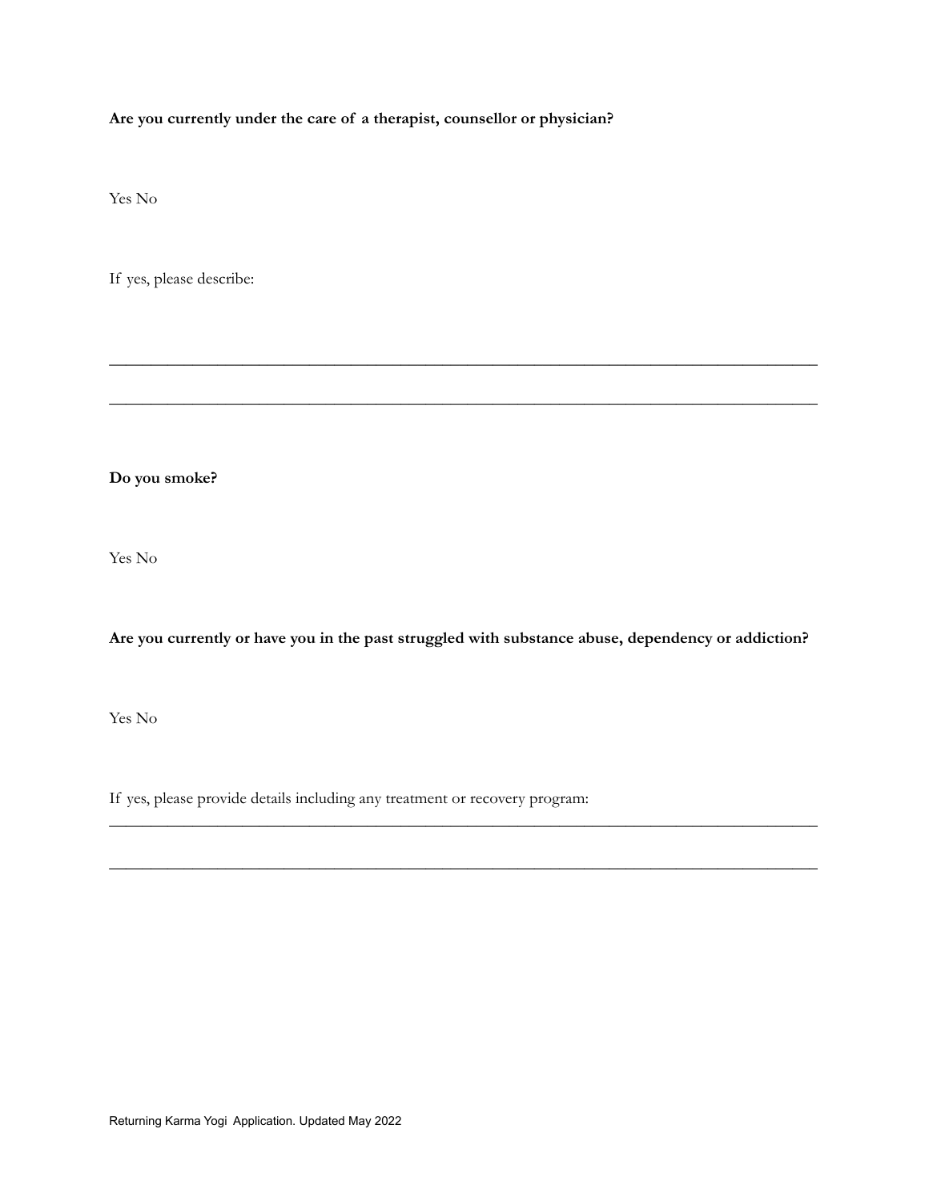**Are you currently under the care of a therapist, counsellor or physician?**

Yes No

If yes, please describe:

________________________________________________________________________________

________________________________________________________________________________

**Do you smoke?**

Yes No

**Are you currently or have you in the past struggled with substance abuse, dependency or addiction?**

Yes No

If yes, please provide details including any treatment or recovery program:

________________________________________________________________________________

________________________________________________________________________________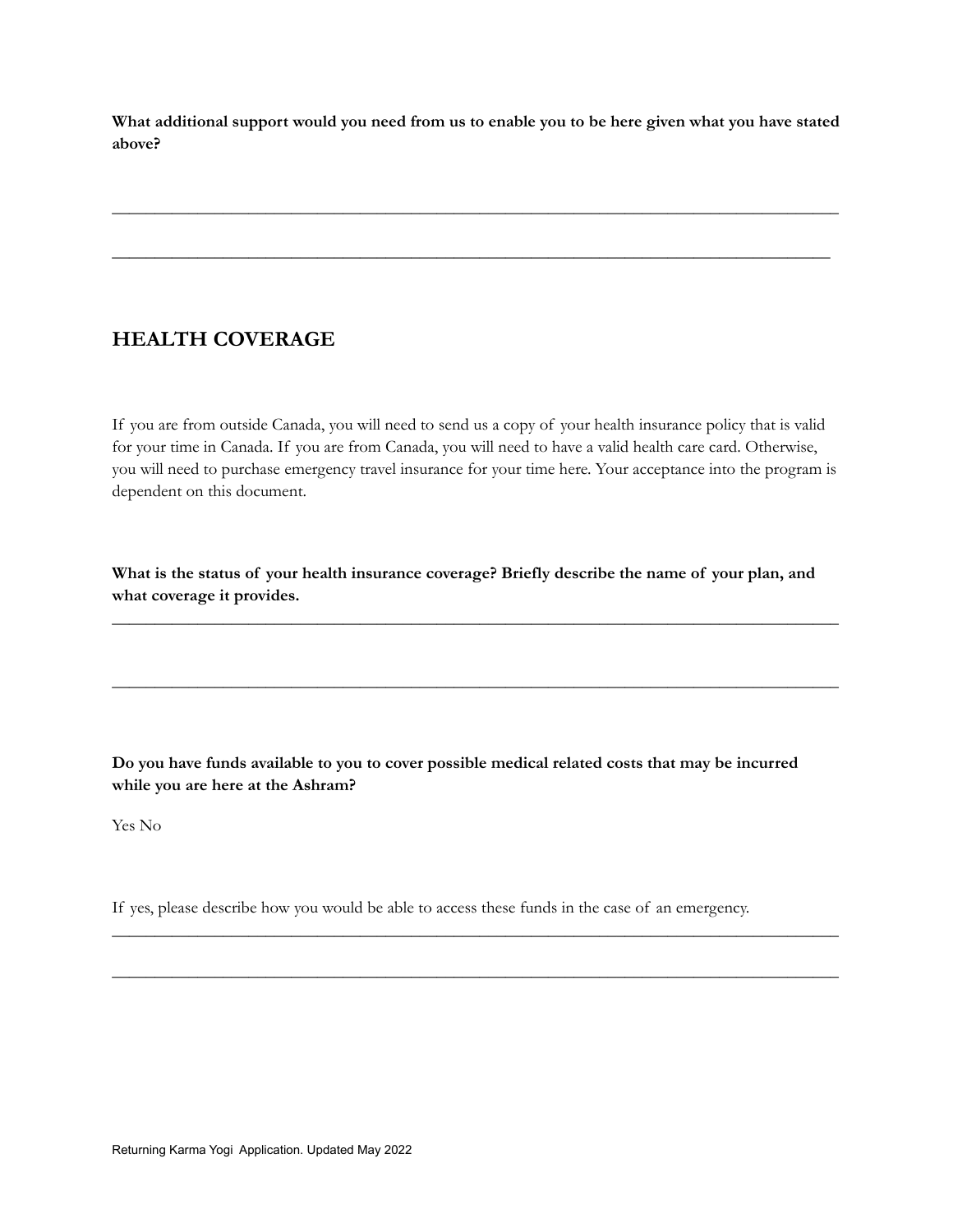**What additional support would you need from us to enable you to be here given what you have stated above?**

______________________________________________________________________________

______________________________________________________________________________

## HEALTH COVERAGE

If you are from outside Canada, you will need to send us a copy of your health insurance policy that is valid for your time in Canada. If you are from Canada, you will need to have a valid health care card. Otherwise, you will need to purchase emergency travel insurance for your time here. Your acceptance into the program is dependent on this document.

**What is the status of your health insurance coverage? Briefly describe the name of your plan, and what coverage it provides.**

______________________________________________________________________________

______________________________________________________________________________

**Do you have funds available to you to cover possible medical related costs that may be incurred while you are here at the Ashram?**

Yes No

If yes, please describe how you would be able to access these funds in the case of an emergency.

______________________________________________________________________________

______________________________________________________________________________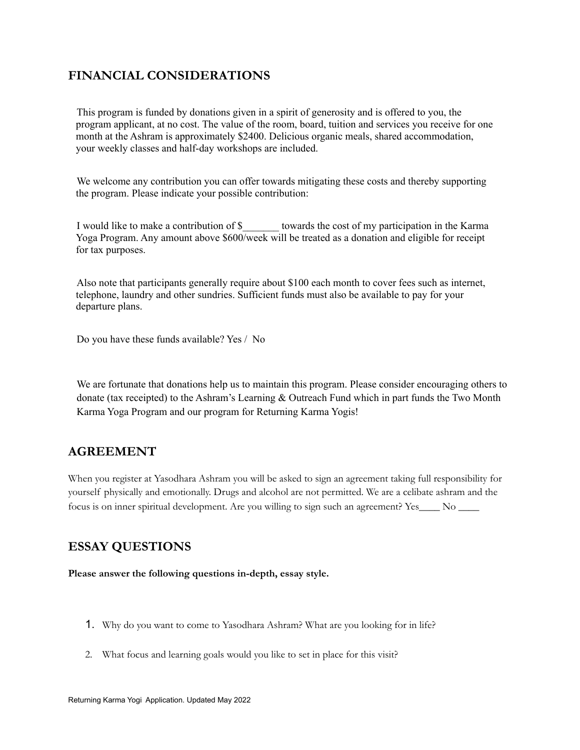## FINANCIAL CONSIDERATIONS

This program is funded by donations given in a spirit of generosity and is offered to you, the program applicant, at no cost. The value of the room, board, tuition and services you receive for one month at the Ashram is approximately $2400. Delicious organic meals, shared accommodation, your weekly classes and half-day workshops are included.

We welcome any contribution you can offer towards mitigating these costs and thereby supporting the program. Please indicate your possible contribution:

I would like to make a contribution of $_______ towards the cost of my participation in the Karma Yoga Program. Any amount above $600/week will be treated as a donation and eligible for receipt for tax purposes.

Also note that participants generally require about $100 each month to cover fees such as internet, telephone, laundry and other sundries. Sufficient funds must also be available to pay for your departure plans.

Do you have these funds available? Yes / No

We are fortunate that donations help us to maintain this program. Please consider encouraging others to donate (tax receipted) to the Ashram's Learning & Outreach Fund which in part funds the Two Month Karma Yoga Program and our program for Returning Karma Yogis!

## AGREEMENT

When you register at Yasodhara Ashram you will be asked to sign an agreement taking full responsibility for yourself physically and emotionally. Drugs and alcohol are not permitted. We are a celibate ashram and the focus is on inner spiritual development. Are you willing to sign such an agreement? Yes____ No ____

## ESSAY QUESTIONS

**Please answer the following questions in-depth, essay style.**

1. Why do you want to come to Yasodhara Ashram? What are you looking for in life?
2. What focus and learning goals would you like to set in place for this visit?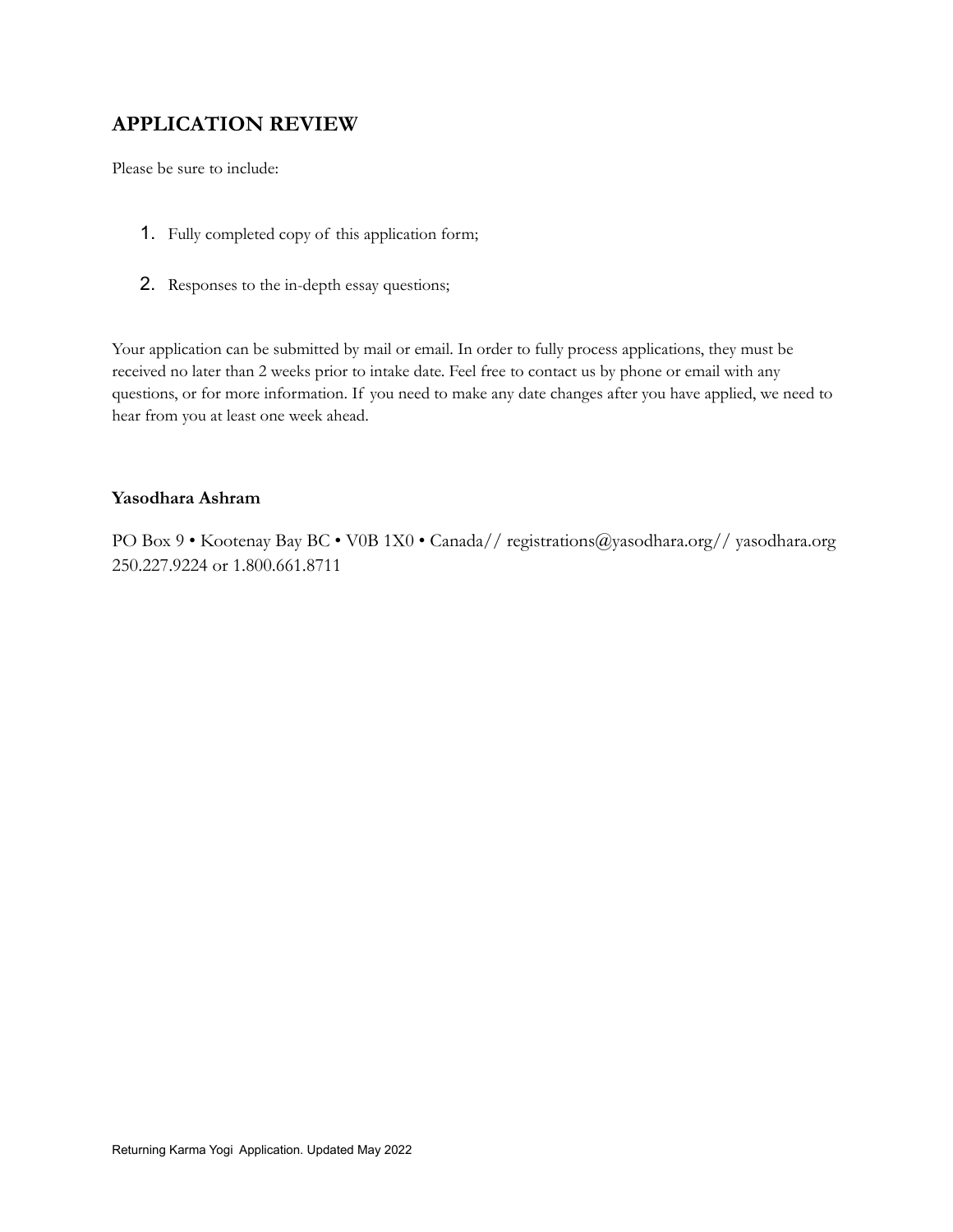## APPLICATION REVIEW

Please be sure to include:

1. Fully completed copy of this application form;
2. Responses to the in-depth essay questions;

Your application can be submitted by mail or email. In order to fully process applications, they must be received no later than 2 weeks prior to intake date. Feel free to contact us by phone or email with any questions, or for more information. If you need to make any date changes after you have applied, we need to hear from you at least one week ahead.

**Yasodhara Ashram**

PO Box 9 • Kootenay Bay BC • V0B 1X0 • Canada// registrations@yasodhara.org// yasodhara.org
250.227.9224 or 1.800.661.8711